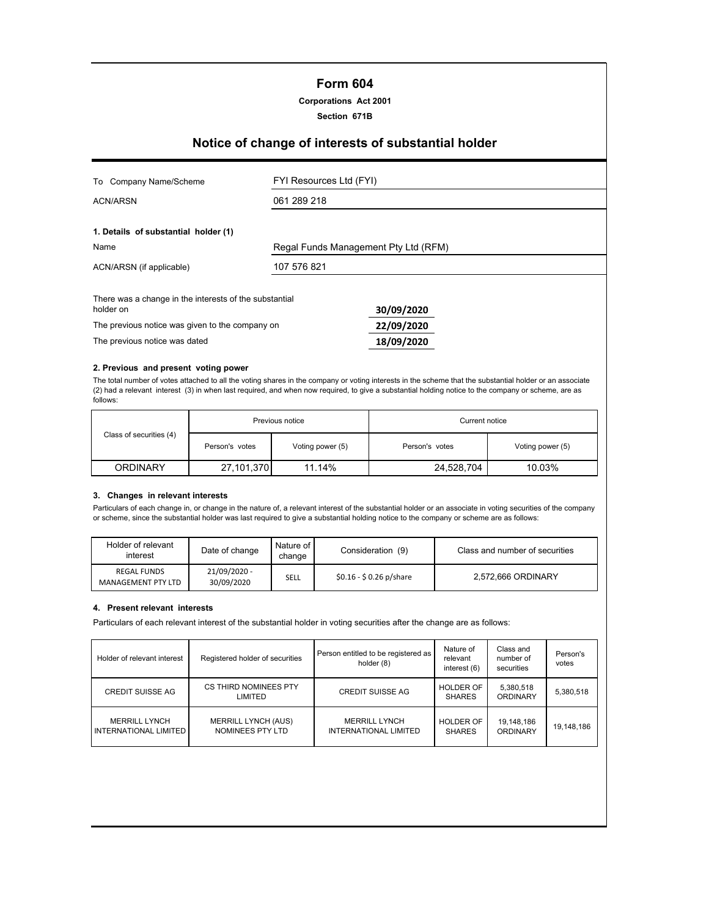# Form 604

**Corporations Act 2001**

**Section 671B**

## Notice of change of interests of substantial holder

| | |
|---|---|
| To Company Name/Scheme | FYI Resources Ltd (FYI) |
| ACN/ARSN | 061 289 218 |

**1. Details of substantial holder (1)**

| | |
|---|---|
| Name | Regal Funds Management Pty Ltd (RFM) |
| ACN/ARSN (if applicable) | 107 576 821 |

| | |
|---|---|
| There was a change in the interests of the substantial holder on | **30/09/2020** |
| The previous notice was given to the company on | **22/09/2020** |
| The previous notice was dated | **18/09/2020** |

**2. Previous and present voting power**

The total number of votes attached to all the voting shares in the company or voting interests in the scheme that the substantial holder or an associate (2) had a relevant interest (3) in when last required, and when now required, to give a substantial holding notice to the company or scheme, are as follows:

| Class of securities (4) | Previous notice | | Current notice | |
|---|---|---|---|---|
| | Person's votes | Voting power (5) | Person's votes | Voting power (5) |
| ORDINARY | 27,101,370 | 11.14% | 24,528,704 | 10.03% |

**3. Changes in relevant interests**

Particulars of each change in, or change in the nature of, a relevant interest of the substantial holder or an associate in voting securities of the company or scheme, since the substantial holder was last required to give a substantial holding notice to the company or scheme are as follows:

| Holder of relevant interest | Date of change | Nature of change | Consideration (9) | Class and number of securities |
|---|---|---|---|---|
| REGAL FUNDS MANAGEMENT PTY LTD | 21/09/2020 - 30/09/2020 | SELL | $0.16 - $ 0.26 p/share | 2,572,666 ORDINARY |

**4. Present relevant interests**

Particulars of each relevant interest of the substantial holder in voting securities after the change are as follows:

| Holder of relevant interest | Registered holder of securities | Person entitled to be registered as holder (8) | Nature of relevant interest (6) | Class and number of securities | Person's votes |
|---|---|---|---|---|---|
| CREDIT SUISSE AG | CS THIRD NOMINEES PTY LIMITED | CREDIT SUISSE AG | HOLDER OF SHARES | 5,380,518 ORDINARY | 5,380,518 |
| MERRILL LYNCH INTERNATIONAL LIMITED | MERRILL LYNCH (AUS) NOMINEES PTY LTD | MERRILL LYNCH INTERNATIONAL LIMITED | HOLDER OF SHARES | 19,148,186 ORDINARY | 19,148,186 |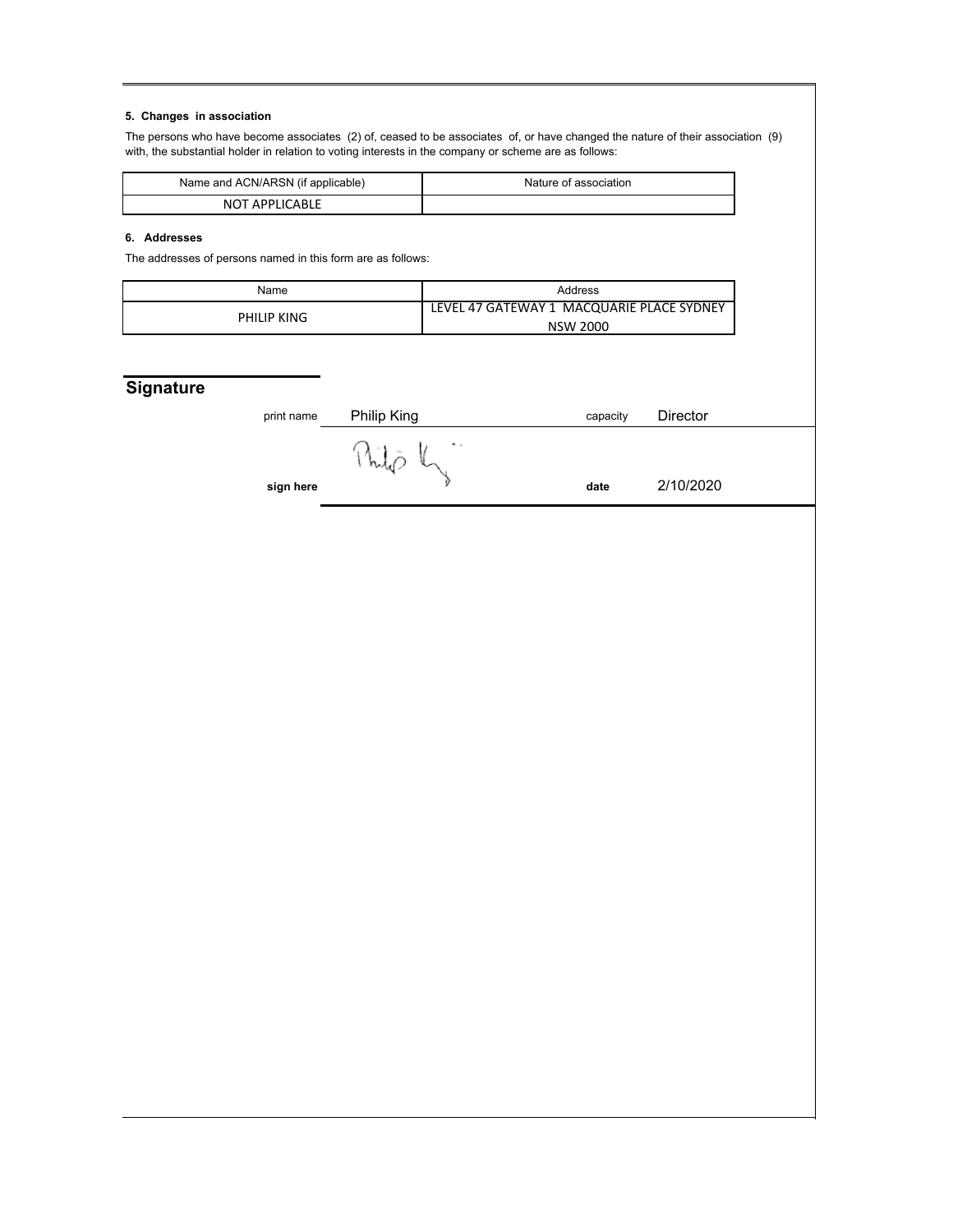### 5. Changes in association

The persons who have become associates (2) of, ceased to be associates of, or have changed the nature of their association (9) with, the substantial holder in relation to voting interests in the company or scheme are as follows:

| Name and ACN/ARSN (if applicable) | Nature of association |
|---|---|
| NOT APPLICABLE | |

### 6. Addresses

The addresses of persons named in this form are as follows:

| Name | Address |
|---|---|
| PHILIP KING | LEVEL 47 GATEWAY 1 MACQUARIE PLACE SYDNEY NSW 2000 |

## Signature

| | | | |
|---|---|---|---|
| print name | Philip King | capacity | Director |
| sign here | Philip King | date | 2/10/2020 |